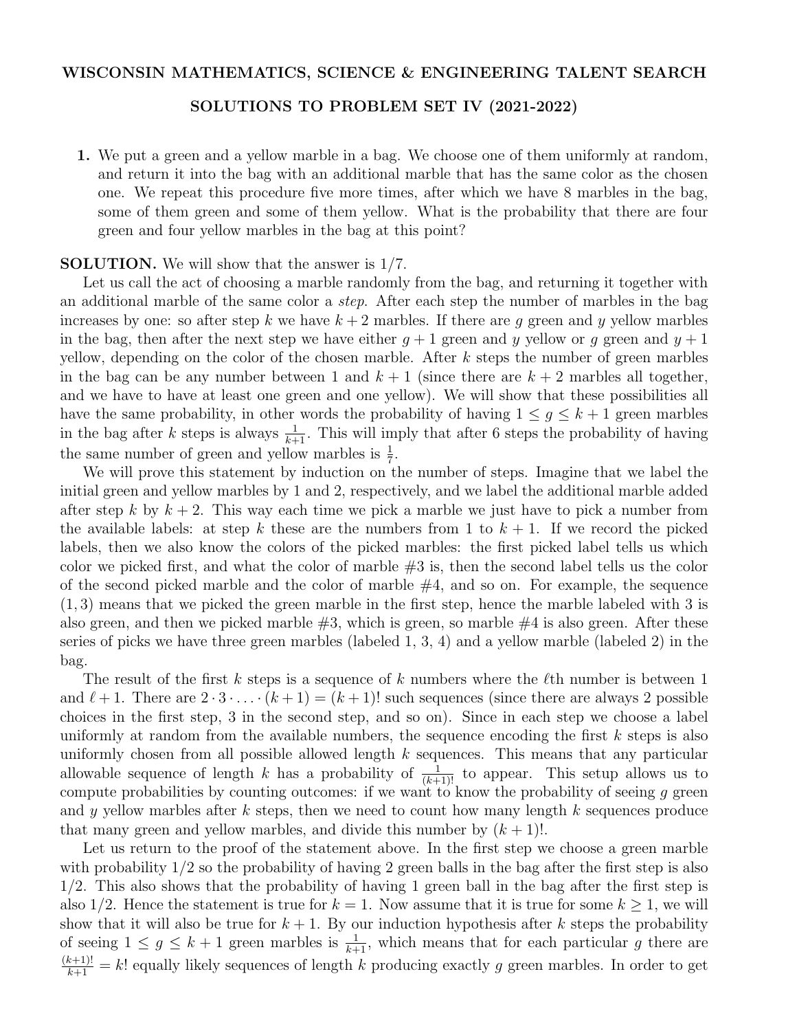**WISCONSIN MATHEMATICS, SCIENCE & ENGINEERING TALENT SEARCH**

**SOLUTIONS TO PROBLEM SET IV (2021-2022)**

**1.** We put a green and a yellow marble in a bag. We choose one of them uniformly at random, and return it into the bag with an additional marble that has the same color as the chosen one. We repeat this procedure five more times, after which we have 8 marbles in the bag, some of them green and some of them yellow. What is the probability that there are four green and four yellow marbles in the bag at this point?

**SOLUTION.** We will show that the answer is 1/7.

Let us call the act of choosing a marble randomly from the bag, and returning it together with an additional marble of the same color a *step*. After each step the number of marbles in the bag increases by one: so after step $k$ we have $k+2$ marbles. If there are $g$ green and $y$ yellow marbles in the bag, then after the next step we have either $g+1$ green and $y$ yellow or $g$ green and $y+1$ yellow, depending on the color of the chosen marble. After $k$ steps the number of green marbles in the bag can be any number between 1 and $k+1$ (since there are $k+2$ marbles all together, and we have to have at least one green and one yellow). We will show that these possibilities all have the same probability, in other words the probability of having $1 \le g \le k+1$ green marbles in the bag after $k$ steps is always $\frac{1}{k+1}$. This will imply that after 6 steps the probability of having the same number of green and yellow marbles is $\frac{1}{7}$.

We will prove this statement by induction on the number of steps. Imagine that we label the initial green and yellow marbles by 1 and 2, respectively, and we label the additional marble added after step $k$ by $k+2$. This way each time we pick a marble we just have to pick a number from the available labels: at step $k$ these are the numbers from 1 to $k+1$. If we record the picked labels, then we also know the colors of the picked marbles: the first picked label tells us which color we picked first, and what the color of marble #3 is, then the second label tells us the color of the second picked marble and the color of marble #4, and so on. For example, the sequence $(1,3)$ means that we picked the green marble in the first step, hence the marble labeled with 3 is also green, and then we picked marble #3, which is green, so marble #4 is also green. After these series of picks we have three green marbles (labeled 1, 3, 4) and a yellow marble (labeled 2) in the bag.

The result of the first $k$ steps is a sequence of $k$ numbers where the $\ell$th number is between 1 and $\ell+1$. There are $2 \cdot 3 \cdot \dots \cdot (k+1) = (k+1)!$ such sequences (since there are always 2 possible choices in the first step, 3 in the second step, and so on). Since in each step we choose a label uniformly at random from the available numbers, the sequence encoding the first $k$ steps is also uniformly chosen from all possible allowed length $k$ sequences. This means that any particular allowable sequence of length $k$ has a probability of $\frac{1}{(k+1)!}$ to appear. This setup allows us to compute probabilities by counting outcomes: if we want to know the probability of seeing $g$ green and $y$ yellow marbles after $k$ steps, then we need to count how many length $k$ sequences produce that many green and yellow marbles, and divide this number by $(k+1)!$.

Let us return to the proof of the statement above. In the first step we choose a green marble with probability 1/2 so the probability of having 2 green balls in the bag after the first step is also 1/2. This also shows that the probability of having 1 green ball in the bag after the first step is also 1/2. Hence the statement is true for $k=1$. Now assume that it is true for some $k \ge 1$, we will show that it will also be true for $k+1$. By our induction hypothesis after $k$ steps the probability of seeing $1 \le g \le k+1$ green marbles is $\frac{1}{k+1}$, which means that for each particular $g$ there are $\frac{(k+1)!}{k+1} = k!$ equally likely sequences of length $k$ producing exactly $g$ green marbles. In order to get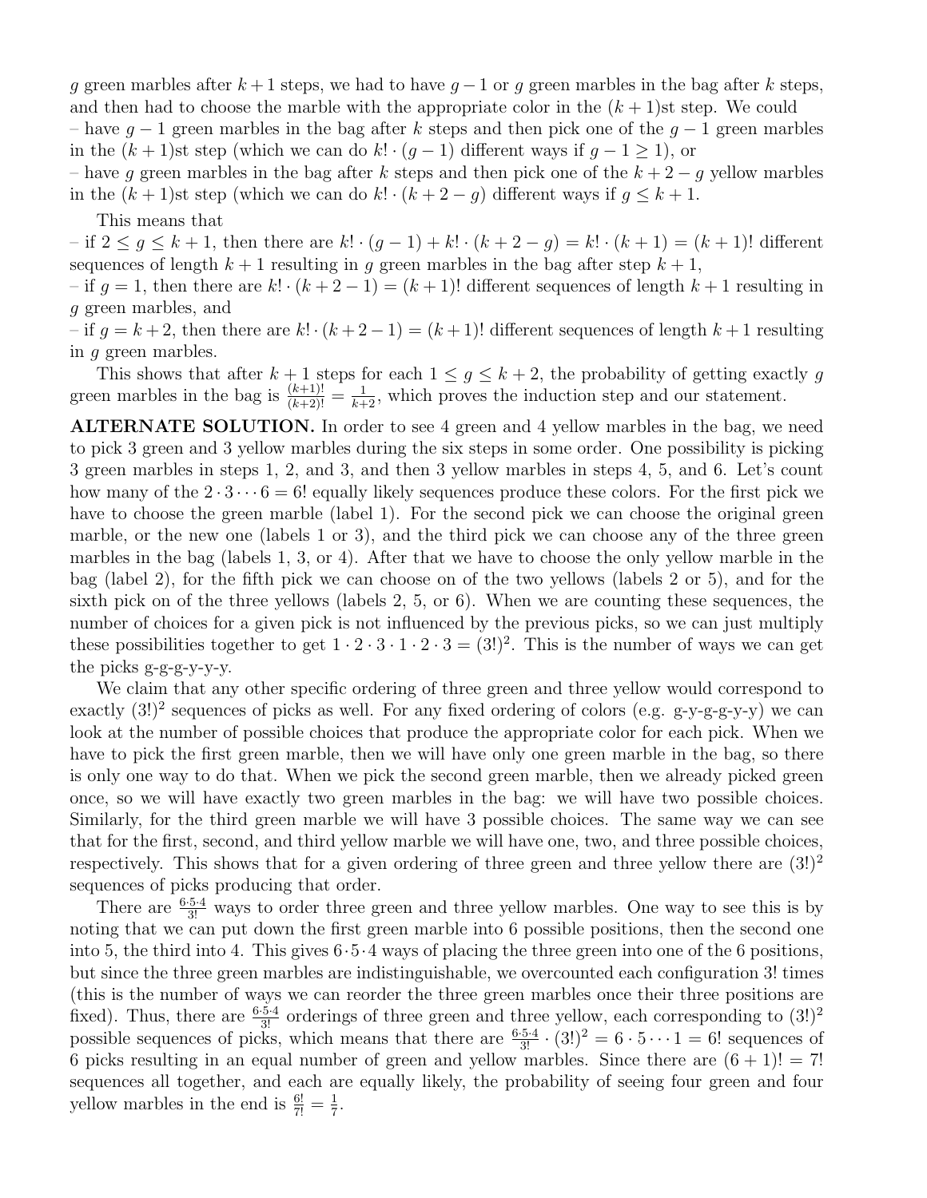$g$ green marbles after $k+1$ steps, we had to have $g-1$ or $g$ green marbles in the bag after $k$ steps, and then had to choose the marble with the appropriate color in the $(k+1)$st step. We could
– have $g-1$ green marbles in the bag after $k$ steps and then pick one of the $g-1$ green marbles in the $(k+1)$st step (which we can do $k! \cdot (g-1)$ different ways if $g-1 \geq 1$), or
– have $g$ green marbles in the bag after $k$ steps and then pick one of the $k+2-g$ yellow marbles in the $(k+1)$st step (which we can do $k! \cdot (k+2-g)$ different ways if $g \leq k+1$.

This means that
– if $2 \leq g \leq k+1$, then there are $k! \cdot (g-1) + k! \cdot (k+2-g) = k! \cdot (k+1) = (k+1)!$ different sequences of length $k+1$ resulting in $g$ green marbles in the bag after step $k+1$,
– if $g = 1$, then there are $k! \cdot (k+2-1) = (k+1)!$ different sequences of length $k+1$ resulting in $g$ green marbles, and
– if $g = k+2$, then there are $k! \cdot (k+2-1) = (k+1)!$ different sequences of length $k+1$ resulting in $g$ green marbles.

This shows that after $k+1$ steps for each $1 \leq g \leq k+2$, the probability of getting exactly $g$ green marbles in the bag is $\frac{(k+1)!}{(k+2)!} = \frac{1}{k+2}$, which proves the induction step and our statement.

**ALTERNATE SOLUTION.** In order to see 4 green and 4 yellow marbles in the bag, we need to pick 3 green and 3 yellow marbles during the six steps in some order. One possibility is picking 3 green marbles in steps 1, 2, and 3, and then 3 yellow marbles in steps 4, 5, and 6. Let's count how many of the $2 \cdot 3 \cdots 6 = 6!$ equally likely sequences produce these colors. For the first pick we have to choose the green marble (label 1). For the second pick we can choose the original green marble, or the new one (labels 1 or 3), and the third pick we can choose any of the three green marbles in the bag (labels 1, 3, or 4). After that we have to choose the only yellow marble in the bag (label 2), for the fifth pick we can choose on of the two yellows (labels 2 or 5), and for the sixth pick on of the three yellows (labels 2, 5, or 6). When we are counting these sequences, the number of choices for a given pick is not influenced by the previous picks, so we can just multiply these possibilities together to get $1 \cdot 2 \cdot 3 \cdot 1 \cdot 2 \cdot 3 = (3!)^2$. This is the number of ways we can get the picks g-g-g-y-y-y.

We claim that any other specific ordering of three green and three yellow would correspond to exactly $(3!)^2$ sequences of picks as well. For any fixed ordering of colors (e.g. g-y-g-g-y-y) we can look at the number of possible choices that produce the appropriate color for each pick. When we have to pick the first green marble, then we will have only one green marble in the bag, so there is only one way to do that. When we pick the second green marble, then we already picked green once, so we will have exactly two green marbles in the bag: we will have two possible choices. Similarly, for the third green marble we will have 3 possible choices. The same way we can see that for the first, second, and third yellow marble we will have one, two, and three possible choices, respectively. This shows that for a given ordering of three green and three yellow there are $(3!)^2$ sequences of picks producing that order.

There are $\frac{6 \cdot 5 \cdot 4}{3!}$ ways to order three green and three yellow marbles. One way to see this is by noting that we can put down the first green marble into 6 possible positions, then the second one into 5, the third into 4. This gives $6 \cdot 5 \cdot 4$ ways of placing the three green into one of the 6 positions, but since the three green marbles are indistinguishable, we overcounted each configuration $3!$ times (this is the number of ways we can reorder the three green marbles once their three positions are fixed). Thus, there are $\frac{6 \cdot 5 \cdot 4}{3!}$ orderings of three green and three yellow, each corresponding to $(3!)^2$ possible sequences of picks, which means that there are $\frac{6 \cdot 5 \cdot 4}{3!} \cdot (3!)^2 = 6 \cdot 5 \cdots 1 = 6!$ sequences of 6 picks resulting in an equal number of green and yellow marbles. Since there are $(6+1)! = 7!$ sequences all together, and each are equally likely, the probability of seeing four green and four yellow marbles in the end is $\frac{6!}{7!} = \frac{1}{7}$.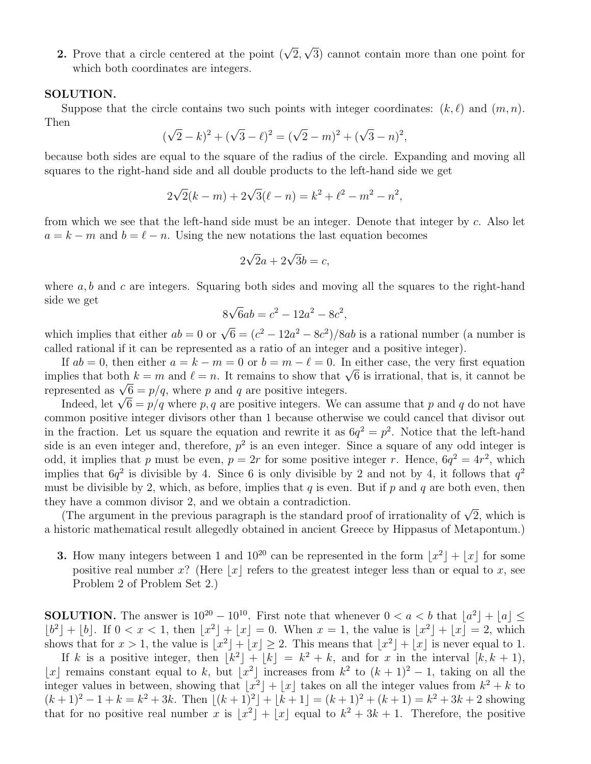**2.** Prove that a circle centered at the point $(\sqrt{2}, \sqrt{3})$ cannot contain more than one point for which both coordinates are integers.

**SOLUTION.**

Suppose that the circle contains two such points with integer coordinates: $(k, \ell)$ and $(m, n)$. Then

$$(\sqrt{2} - k)^2 + (\sqrt{3} - \ell)^2 = (\sqrt{2} - m)^2 + (\sqrt{3} - n)^2,$$

because both sides are equal to the square of the radius of the circle. Expanding and moving all squares to the right-hand side and all double products to the left-hand side we get

$$2\sqrt{2}(k - m) + 2\sqrt{3}(\ell - n) = k^2 + \ell^2 - m^2 - n^2,$$

from which we see that the left-hand side must be an integer. Denote that integer by $c$. Also let $a = k - m$ and $b = \ell - n$. Using the new notations the last equation becomes

$$2\sqrt{2}a + 2\sqrt{3}b = c,$$

where $a, b$ and $c$ are integers. Squaring both sides and moving all the squares to the right-hand side we get

$$8\sqrt{6}ab = c^2 - 12a^2 - 8c^2,$$

which implies that either $ab = 0$ or $\sqrt{6} = (c^2 - 12a^2 - 8c^2)/8ab$ is a rational number (a number is called rational if it can be represented as a ratio of an integer and a positive integer).

If $ab = 0$, then either $a = k - m = 0$ or $b = m - \ell = 0$. In either case, the very first equation implies that both $k = m$ and $\ell = n$. It remains to show that $\sqrt{6}$ is irrational, that is, it cannot be represented as $\sqrt{6} = p/q$, where $p$ and $q$ are positive integers.

Indeed, let $\sqrt{6} = p/q$ where $p, q$ are positive integers. We can assume that $p$ and $q$ do not have common positive integer divisors other than 1 because otherwise we could cancel that divisor out in the fraction. Let us square the equation and rewrite it as $6q^2 = p^2$. Notice that the left-hand side is an even integer and, therefore, $p^2$ is an even integer. Since a square of any odd integer is odd, it implies that $p$ must be even, $p = 2r$ for some positive integer $r$. Hence, $6q^2 = 4r^2$, which implies that $6q^2$ is divisible by 4. Since 6 is only divisible by 2 and not by 4, it follows that $q^2$ must be divisible by 2, which, as before, implies that $q$ is even. But if $p$ and $q$ are both even, then they have a common divisor 2, and we obtain a contradiction.

(The argument in the previous paragraph is the standard proof of irrationality of $\sqrt{2}$, which is a historic mathematical result allegedly obtained in ancient Greece by Hippasus of Metapontum.)

**3.** How many integers between 1 and $10^{20}$ can be represented in the form $\lfloor x^2 \rfloor + \lfloor x \rfloor$ for some positive real number $x$? (Here $\lfloor x \rfloor$ refers to the greatest integer less than or equal to $x$, see Problem 2 of Problem Set 2.)

**SOLUTION.** The answer is $10^{20} - 10^{10}$. First note that whenever $0 < a < b$ that $\lfloor a^2 \rfloor + \lfloor a \rfloor \leq \lfloor b^2 \rfloor + \lfloor b \rfloor$. If $0 < x < 1$, then $\lfloor x^2 \rfloor + \lfloor x \rfloor = 0$. When $x = 1$, the value is $\lfloor x^2 \rfloor + \lfloor x \rfloor = 2$, which shows that for $x > 1$, the value is $\lfloor x^2 \rfloor + \lfloor x \rfloor \geq 2$. This means that $\lfloor x^2 \rfloor + \lfloor x \rfloor$ is never equal to 1.

If $k$ is a positive integer, then $\lfloor k^2 \rfloor + \lfloor k \rfloor = k^2 + k$, and for $x$ in the interval $[k, k+1)$, $\lfloor x \rfloor$ remains constant equal to $k$, but $\lfloor x^2 \rfloor$ increases from $k^2$ to $(k+1)^2 - 1$, taking on all the integer values in between, showing that $\lfloor x^2 \rfloor + \lfloor x \rfloor$ takes on all the integer values from $k^2 + k$ to $(k+1)^2 - 1 + k = k^2 + 3k$. Then $\lfloor (k+1)^2 \rfloor + \lfloor k+1 \rfloor = (k+1)^2 + (k+1) = k^2 + 3k + 2$ showing that for no positive real number $x$ is $\lfloor x^2 \rfloor + \lfloor x \rfloor$ equal to $k^2 + 3k + 1$. Therefore, the positive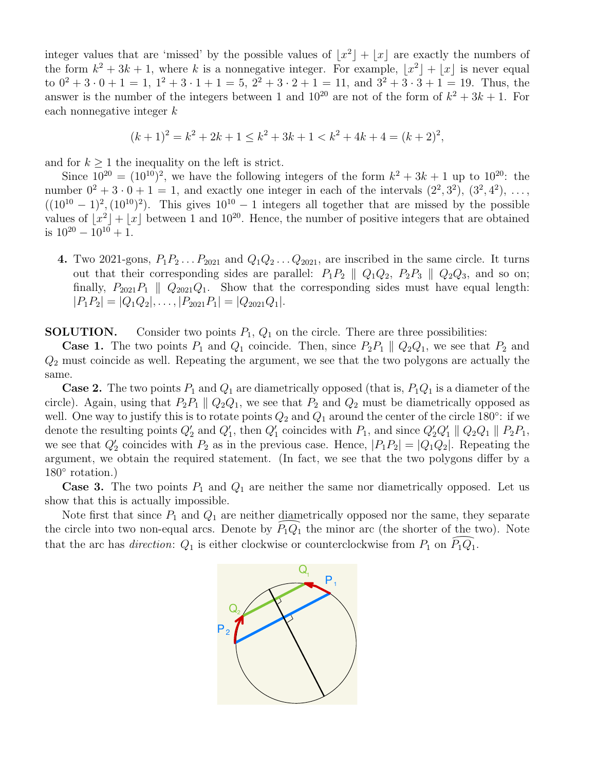integer values that are 'missed' by the possible values of $\lfloor x^2 \rfloor + \lfloor x \rfloor$ are exactly the numbers of the form $k^2 + 3k + 1$, where $k$ is a nonnegative integer. For example, $\lfloor x^2 \rfloor + \lfloor x \rfloor$ is never equal to $0^2 + 3 \cdot 0 + 1 = 1$, $1^2 + 3 \cdot 1 + 1 = 5$, $2^2 + 3 \cdot 2 + 1 = 11$, and $3^2 + 3 \cdot 3 + 1 = 19$. Thus, the answer is the number of the integers between 1 and $10^{20}$ are not of the form of $k^2 + 3k + 1$. For each nonnegative integer $k$

$$(k+1)^2 = k^2 + 2k + 1 \leq k^2 + 3k + 1 < k^2 + 4k + 4 = (k+2)^2,$$

and for $k \geq 1$ the inequality on the left is strict.

Since $10^{20} = (10^{10})^2$, we have the following integers of the form $k^2 + 3k + 1$ up to $10^{20}$: the number $0^2 + 3 \cdot 0 + 1 = 1$, and exactly one integer in each of the intervals $(2^2, 3^2)$, $(3^2, 4^2)$, $\ldots$, $((10^{10} - 1)^2, (10^{10})^2)$. This gives $10^{10} - 1$ integers all together that are missed by the possible values of $\lfloor x^2 \rfloor + \lfloor x \rfloor$ between 1 and $10^{20}$. Hence, the number of positive integers that are obtained is $10^{20} - 10^{10} + 1$.

4. Two 2021-gons, $P_1 P_2 \ldots P_{2021}$ and $Q_1 Q_2 \ldots Q_{2021}$, are inscribed in the same circle. It turns out that their corresponding sides are parallel: $P_1 P_2 \parallel Q_1 Q_2$, $P_2 P_3 \parallel Q_2 Q_3$, and so on; finally, $P_{2021} P_1 \parallel Q_{2021} Q_1$. Show that the corresponding sides must have equal length: $|P_1 P_2| = |Q_1 Q_2|, \ldots, |P_{2021} P_1| = |Q_{2021} Q_1|$.

**SOLUTION.** Consider two points $P_1$, $Q_1$ on the circle. There are three possibilities:

**Case 1.** The two points $P_1$ and $Q_1$ coincide. Then, since $P_2 P_1 \parallel Q_2 Q_1$, we see that $P_2$ and $Q_2$ must coincide as well. Repeating the argument, we see that the two polygons are actually the same.

**Case 2.** The two points $P_1$ and $Q_1$ are diametrically opposed (that is, $P_1 Q_1$ is a diameter of the circle). Again, using that $P_2 P_1 \parallel Q_2 Q_1$, we see that $P_2$ and $Q_2$ must be diametrically opposed as well. One way to justify this is to rotate points $Q_2$ and $Q_1$ around the center of the circle $180°$: if we denote the resulting points $Q_2'$ and $Q_1'$, then $Q_1'$ coincides with $P_1$, and since $Q_2' Q_1' \parallel Q_2 Q_1 \parallel P_2 P_1$, we see that $Q_2'$ coincides with $P_2$ as in the previous case. Hence, $|P_1 P_2| = |Q_1 Q_2|$. Repeating the argument, we obtain the required statement. (In fact, we see that the two polygons differ by a $180°$ rotation.)

**Case 3.** The two points $P_1$ and $Q_1$ are neither the same nor diametrically opposed. Let us show that this is actually impossible.

Note first that since $P_1$ and $Q_1$ are neither diametrically opposed nor the same, they separate the circle into two non-equal arcs. Denote by $\widehat{P_1 Q_1}$ the minor arc (the shorter of the two). Note that the arc has *direction*: $Q_1$ is either clockwise or counterclockwise from $P_1$ on $\widehat{P_1 Q_1}$.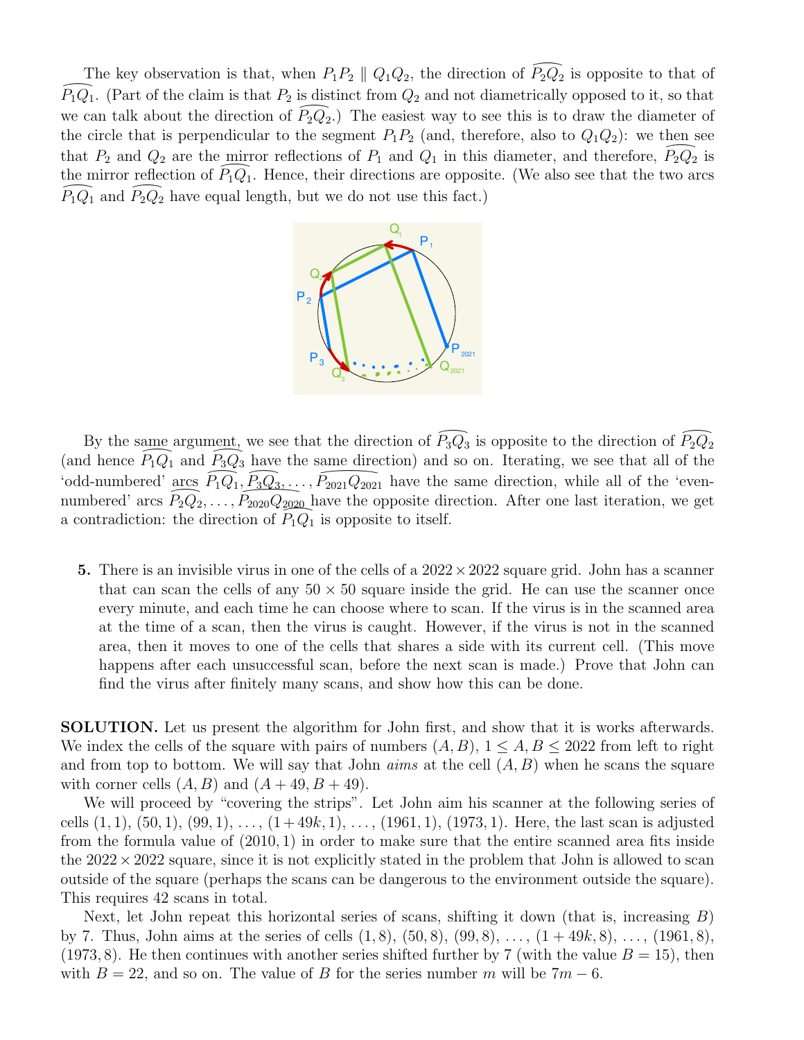The key observation is that, when $P_1P_2 \parallel Q_1Q_2$, the direction of $\widehat{P_2Q_2}$ is opposite to that of $\widehat{P_1Q_1}$. (Part of the claim is that $P_2$ is distinct from $Q_2$ and not diametrically opposed to it, so that we can talk about the direction of $\widehat{P_2Q_2}$.) The easiest way to see this is to draw the diameter of the circle that is perpendicular to the segment $P_1P_2$ (and, therefore, also to $Q_1Q_2$): we then see that $P_2$ and $Q_2$ are the mirror reflections of $P_1$ and $Q_1$ in this diameter, and therefore, $\widehat{P_2Q_2}$ is the mirror reflection of $\widehat{P_1Q_1}$. Hence, their directions are opposite. (We also see that the two arcs $\widehat{P_1Q_1}$ and $\widehat{P_2Q_2}$ have equal length, but we do not use this fact.)

By the same argument, we see that the direction of $\widehat{P_3Q_3}$ is opposite to the direction of $\widehat{P_2Q_2}$ (and hence $\widehat{P_1Q_1}$ and $\widehat{P_3Q_3}$ have the same direction) and so on. Iterating, we see that all of the 'odd-numbered' arcs $\widehat{P_1Q_1}, \widehat{P_3Q_3}, \ldots, \widehat{P_{2021}Q_{2021}}$ have the same direction, while all of the 'even-numbered' arcs $\widehat{P_2Q_2}, \ldots, \widehat{P_{2020}Q_{2020}}$ have the opposite direction. After one last iteration, we get a contradiction: the direction of $\widehat{P_1Q_1}$ is opposite to itself.

**5.** There is an invisible virus in one of the cells of a $2022 \times 2022$ square grid. John has a scanner that can scan the cells of any $50 \times 50$ square inside the grid. He can use the scanner once every minute, and each time he can choose where to scan. If the virus is in the scanned area at the time of a scan, then the virus is caught. However, if the virus is not in the scanned area, then it moves to one of the cells that shares a side with its current cell. (This move happens after each unsuccessful scan, before the next scan is made.) Prove that John can find the virus after finitely many scans, and show how this can be done.

**SOLUTION.** Let us present the algorithm for John first, and show that it is works afterwards. We index the cells of the square with pairs of numbers $(A, B)$, $1 \le A, B \le 2022$ from left to right and from top to bottom. We will say that John *aims* at the cell $(A, B)$ when he scans the square with corner cells $(A, B)$ and $(A + 49, B + 49)$.

We will proceed by "covering the strips". Let John aim his scanner at the following series of cells $(1, 1)$, $(50, 1)$, $(99, 1)$, $\ldots$, $(1 + 49k, 1)$, $\ldots$, $(1961, 1)$, $(1973, 1)$. Here, the last scan is adjusted from the formula value of $(2010, 1)$ in order to make sure that the entire scanned area fits inside the $2022 \times 2022$ square, since it is not explicitly stated in the problem that John is allowed to scan outside of the square (perhaps the scans can be dangerous to the environment outside the square). This requires 42 scans in total.

Next, let John repeat this horizontal series of scans, shifting it down (that is, increasing $B$) by 7. Thus, John aims at the series of cells $(1, 8)$, $(50, 8)$, $(99, 8)$, $\ldots$, $(1 + 49k, 8)$, $\ldots$, $(1961, 8)$, $(1973, 8)$. He then continues with another series shifted further by 7 (with the value $B = 15$), then with $B = 22$, and so on. The value of $B$ for the series number $m$ will be $7m - 6$.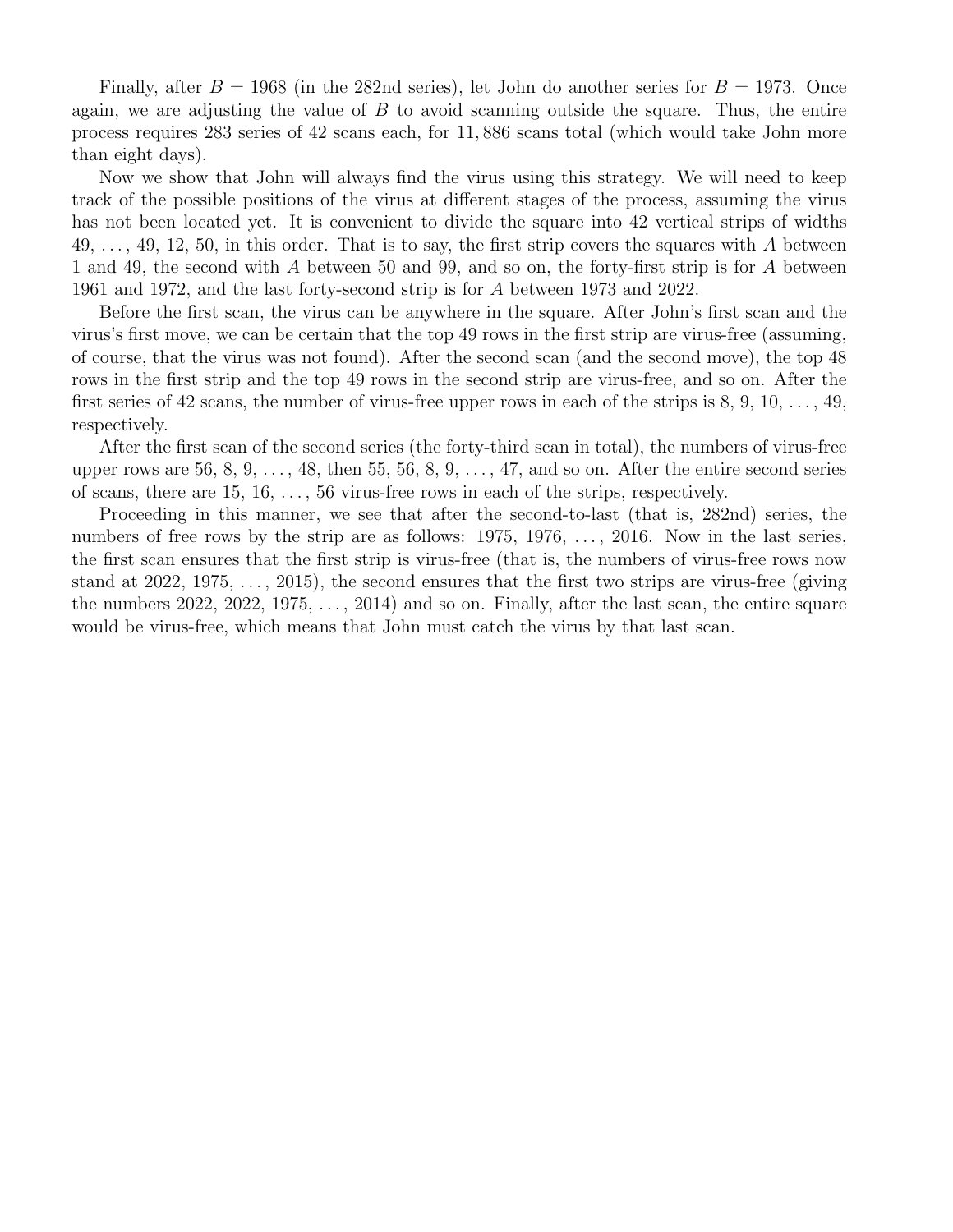Finally, after $B = 1968$ (in the 282nd series), let John do another series for $B = 1973$. Once again, we are adjusting the value of $B$ to avoid scanning outside the square. Thus, the entire process requires 283 series of 42 scans each, for 11,886 scans total (which would take John more than eight days).

Now we show that John will always find the virus using this strategy. We will need to keep track of the possible positions of the virus at different stages of the process, assuming the virus has not been located yet. It is convenient to divide the square into 42 vertical strips of widths 49, …, 49, 12, 50, in this order. That is to say, the first strip covers the squares with $A$ between 1 and 49, the second with $A$ between 50 and 99, and so on, the forty-first strip is for $A$ between 1961 and 1972, and the last forty-second strip is for $A$ between 1973 and 2022.

Before the first scan, the virus can be anywhere in the square. After John's first scan and the virus's first move, we can be certain that the top 49 rows in the first strip are virus-free (assuming, of course, that the virus was not found). After the second scan (and the second move), the top 48 rows in the first strip and the top 49 rows in the second strip are virus-free, and so on. After the first series of 42 scans, the number of virus-free upper rows in each of the strips is 8, 9, 10, …, 49, respectively.

After the first scan of the second series (the forty-third scan in total), the numbers of virus-free upper rows are 56, 8, 9, …, 48, then 55, 56, 8, 9, …, 47, and so on. After the entire second series of scans, there are 15, 16, …, 56 virus-free rows in each of the strips, respectively.

Proceeding in this manner, we see that after the second-to-last (that is, 282nd) series, the numbers of free rows by the strip are as follows: 1975, 1976, …, 2016. Now in the last series, the first scan ensures that the first strip is virus-free (that is, the numbers of virus-free rows now stand at 2022, 1975, …, 2015), the second ensures that the first two strips are virus-free (giving the numbers 2022, 2022, 1975, …, 2014) and so on. Finally, after the last scan, the entire square would be virus-free, which means that John must catch the virus by that last scan.